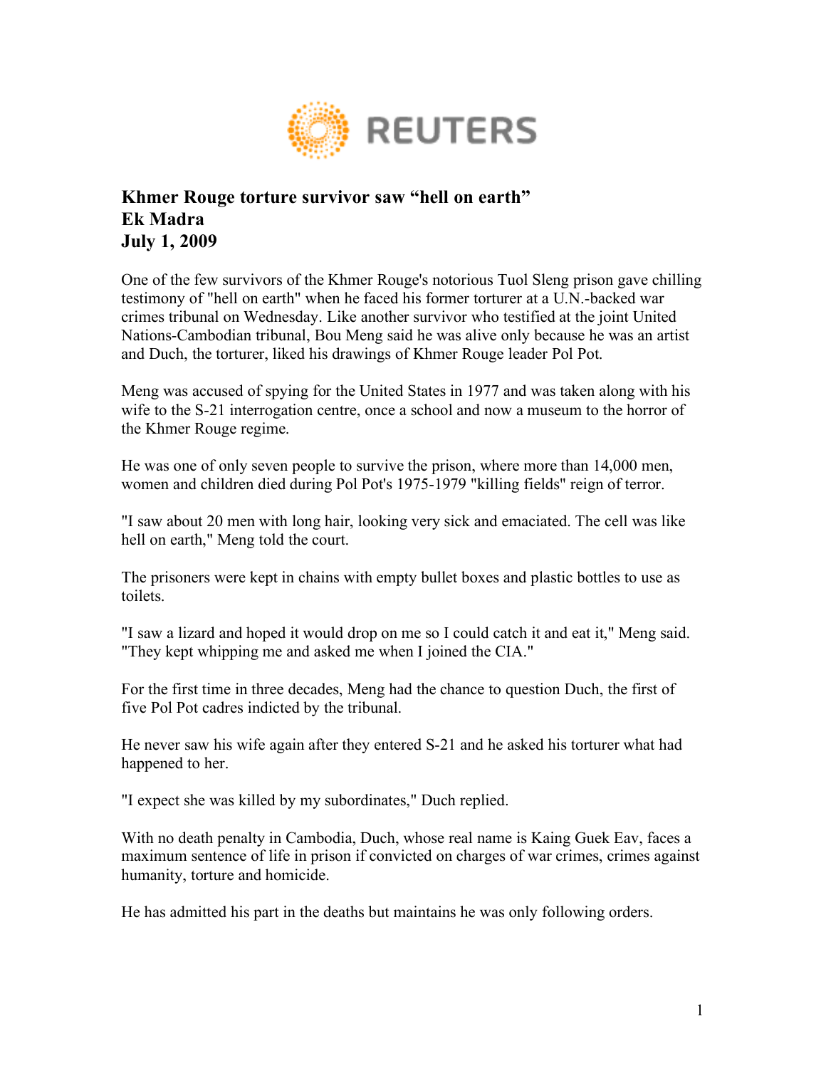REUTERS

# Khmer Rouge torture survivor saw "hell on earth"
**Ek Madra**
**July 1, 2009**

One of the few survivors of the Khmer Rouge's notorious Tuol Sleng prison gave chilling testimony of "hell on earth" when he faced his former torturer at a U.N.-backed war crimes tribunal on Wednesday. Like another survivor who testified at the joint United Nations-Cambodian tribunal, Bou Meng said he was alive only because he was an artist and Duch, the torturer, liked his drawings of Khmer Rouge leader Pol Pot.

Meng was accused of spying for the United States in 1977 and was taken along with his wife to the S-21 interrogation centre, once a school and now a museum to the horror of the Khmer Rouge regime.

He was one of only seven people to survive the prison, where more than 14,000 men, women and children died during Pol Pot's 1975-1979 "killing fields" reign of terror.

"I saw about 20 men with long hair, looking very sick and emaciated. The cell was like hell on earth," Meng told the court.

The prisoners were kept in chains with empty bullet boxes and plastic bottles to use as toilets.

"I saw a lizard and hoped it would drop on me so I could catch it and eat it," Meng said. "They kept whipping me and asked me when I joined the CIA."

For the first time in three decades, Meng had the chance to question Duch, the first of five Pol Pot cadres indicted by the tribunal.

He never saw his wife again after they entered S-21 and he asked his torturer what had happened to her.

"I expect she was killed by my subordinates," Duch replied.

With no death penalty in Cambodia, Duch, whose real name is Kaing Guek Eav, faces a maximum sentence of life in prison if convicted on charges of war crimes, crimes against humanity, torture and homicide.

He has admitted his part in the deaths but maintains he was only following orders.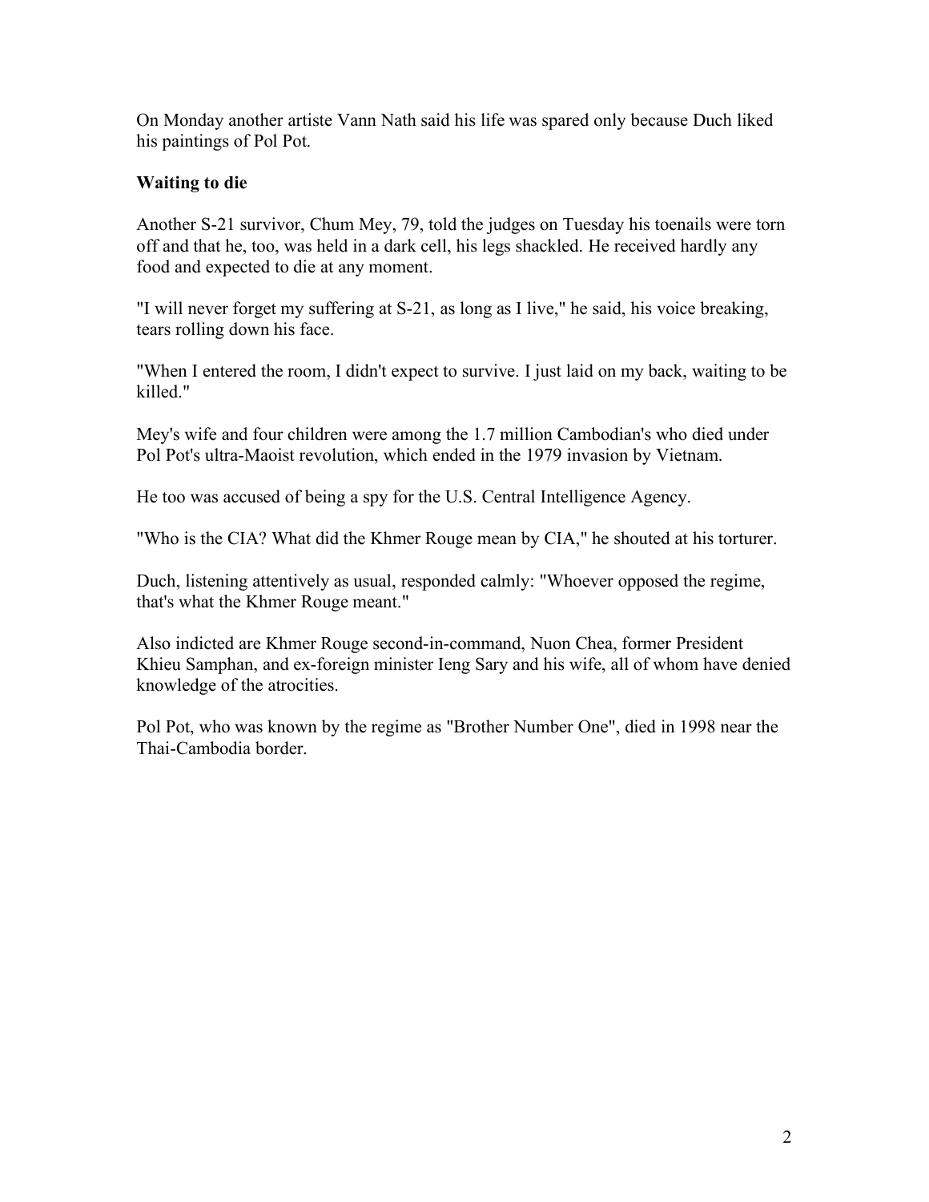On Monday another artiste Vann Nath said his life was spared only because Duch liked his paintings of Pol Pot.

**Waiting to die**

Another S-21 survivor, Chum Mey, 79, told the judges on Tuesday his toenails were torn off and that he, too, was held in a dark cell, his legs shackled. He received hardly any food and expected to die at any moment.

"I will never forget my suffering at S-21, as long as I live," he said, his voice breaking, tears rolling down his face.

"When I entered the room, I didn't expect to survive. I just laid on my back, waiting to be killed."

Mey's wife and four children were among the 1.7 million Cambodian's who died under Pol Pot's ultra-Maoist revolution, which ended in the 1979 invasion by Vietnam.

He too was accused of being a spy for the U.S. Central Intelligence Agency.

"Who is the CIA? What did the Khmer Rouge mean by CIA," he shouted at his torturer.

Duch, listening attentively as usual, responded calmly: "Whoever opposed the regime, that's what the Khmer Rouge meant."

Also indicted are Khmer Rouge second-in-command, Nuon Chea, former President Khieu Samphan, and ex-foreign minister Ieng Sary and his wife, all of whom have denied knowledge of the atrocities.

Pol Pot, who was known by the regime as "Brother Number One", died in 1998 near the Thai-Cambodia border.